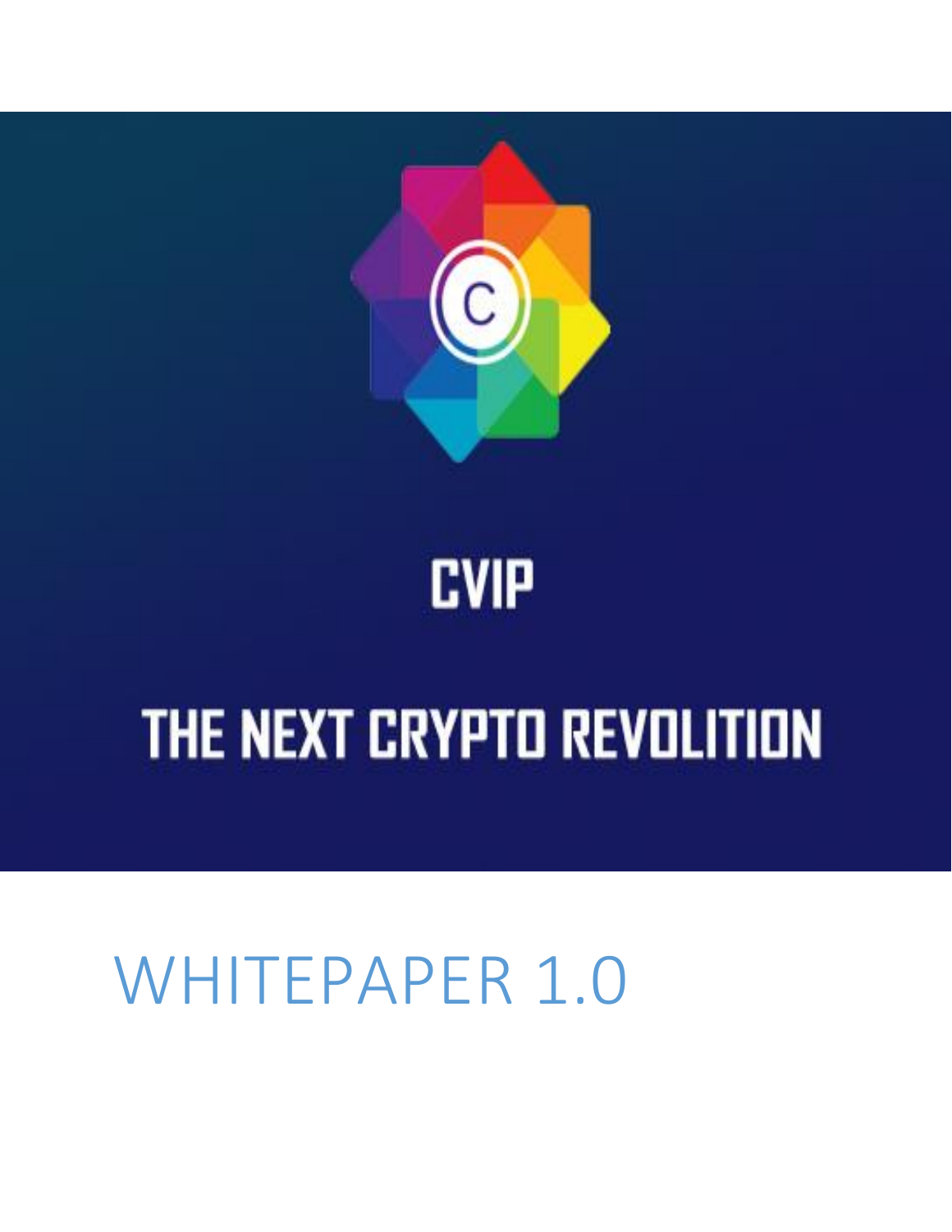# CVIP

## THE NEXT CRYPTO REVOLITION

# WHITEPAPER 1.0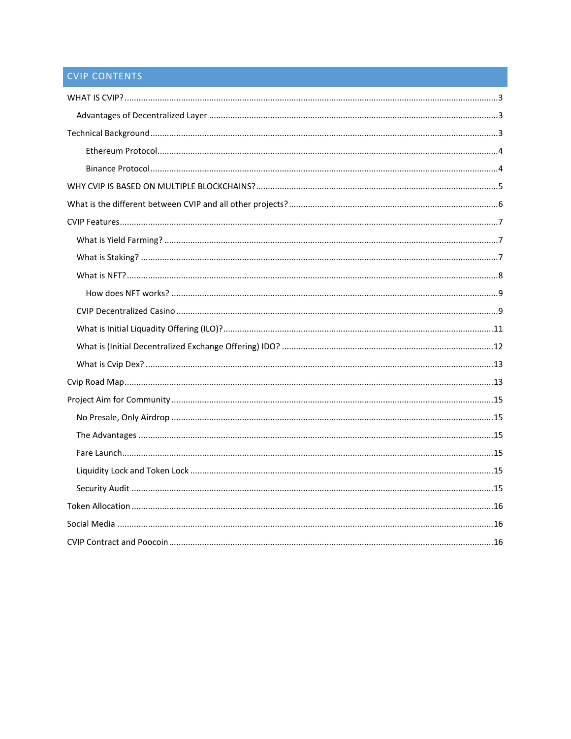# CVIP CONTENTS

- WHAT IS CVIP? ..... 3
  - Advantages of Decentralized Layer ..... 3
- Technical Background ..... 3
    - Ethereum Protocol ..... 4
    - Binance Protocol ..... 4
- WHY CVIP IS BASED ON MULTIPLE BLOCKCHAINS? ..... 5
- What is the different between CVIP and all other projects? ..... 6
- CVIP Features ..... 7
  - What is Yield Farming? ..... 7
  - What is Staking? ..... 7
  - What is NFT? ..... 8
    - How does NFT works? ..... 9
  - CVIP Decentralized Casino ..... 9
  - What is Initial Liquadity Offering (ILO)? ..... 11
  - What is (Initial Decentralized Exchange Offering) IDO? ..... 12
  - What is Cvip Dex? ..... 13
- Cvip Road Map ..... 13
- Project Aim for Community ..... 15
  - No Presale, Only Airdrop ..... 15
  - The Advantages ..... 15
  - Fare Launch ..... 15
  - Liquidity Lock and Token Lock ..... 15
  - Security Audit ..... 15
- Token Allocation ..... 16
- Social Media ..... 16
- CVIP Contract and Poocoin ..... 16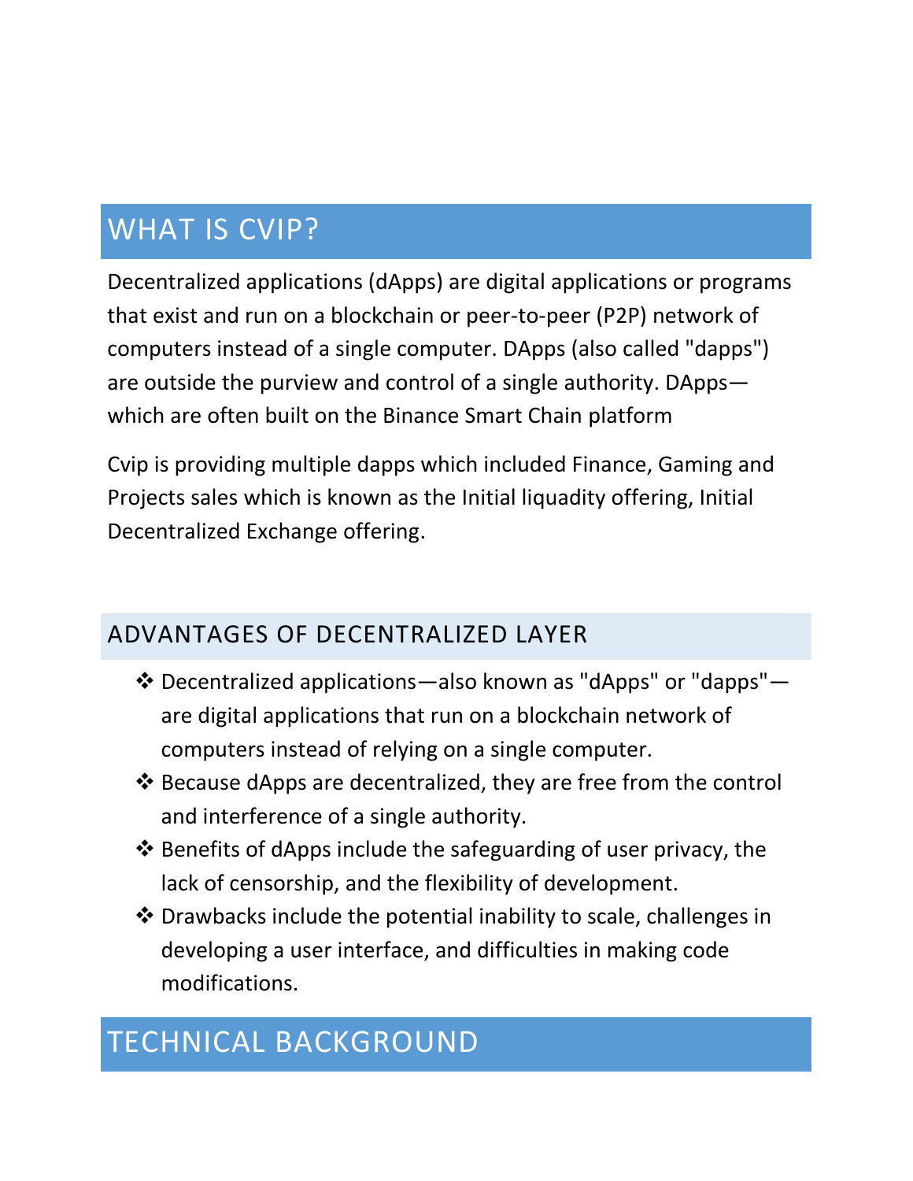# WHAT IS CVIP?

Decentralized applications (dApps) are digital applications or programs that exist and run on a blockchain or peer-to-peer (P2P) network of computers instead of a single computer. DApps (also called "dapps") are outside the purview and control of a single authority. DApps—which are often built on the Binance Smart Chain platform

Cvip is providing multiple dapps which included Finance, Gaming and Projects sales which is known as the Initial liquadity offering, Initial Decentralized Exchange offering.

## ADVANTAGES OF DECENTRALIZED LAYER

- Decentralized applications—also known as "dApps" or "dapps"—are digital applications that run on a blockchain network of computers instead of relying on a single computer.
- Because dApps are decentralized, they are free from the control and interference of a single authority.
- Benefits of dApps include the safeguarding of user privacy, the lack of censorship, and the flexibility of development.
- Drawbacks include the potential inability to scale, challenges in developing a user interface, and difficulties in making code modifications.

# TECHNICAL BACKGROUND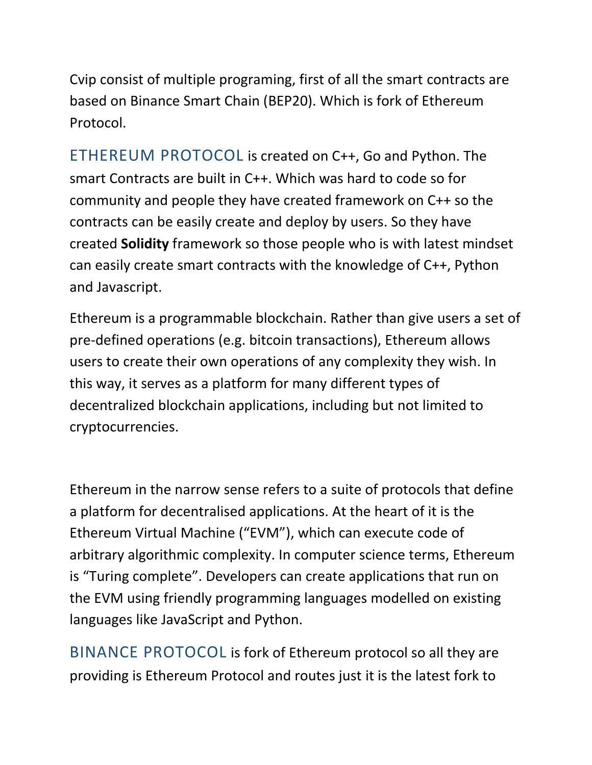Cvip consist of multiple programing, first of all the smart contracts are based on Binance Smart Chain (BEP20). Which is fork of Ethereum Protocol.

ETHEREUM PROTOCOL is created on C++, Go and Python. The smart Contracts are built in C++. Which was hard to code so for community and people they have created framework on C++ so the contracts can be easily create and deploy by users. So they have created **Solidity** framework so those people who is with latest mindset can easily create smart contracts with the knowledge of C++, Python and Javascript.

Ethereum is a programmable blockchain. Rather than give users a set of pre-defined operations (e.g. bitcoin transactions), Ethereum allows users to create their own operations of any complexity they wish. In this way, it serves as a platform for many different types of decentralized blockchain applications, including but not limited to cryptocurrencies.

Ethereum in the narrow sense refers to a suite of protocols that define a platform for decentralised applications. At the heart of it is the Ethereum Virtual Machine ("EVM"), which can execute code of arbitrary algorithmic complexity. In computer science terms, Ethereum is "Turing complete". Developers can create applications that run on the EVM using friendly programming languages modelled on existing languages like JavaScript and Python.

BINANCE PROTOCOL is fork of Ethereum protocol so all they are providing is Ethereum Protocol and routes just it is the latest fork to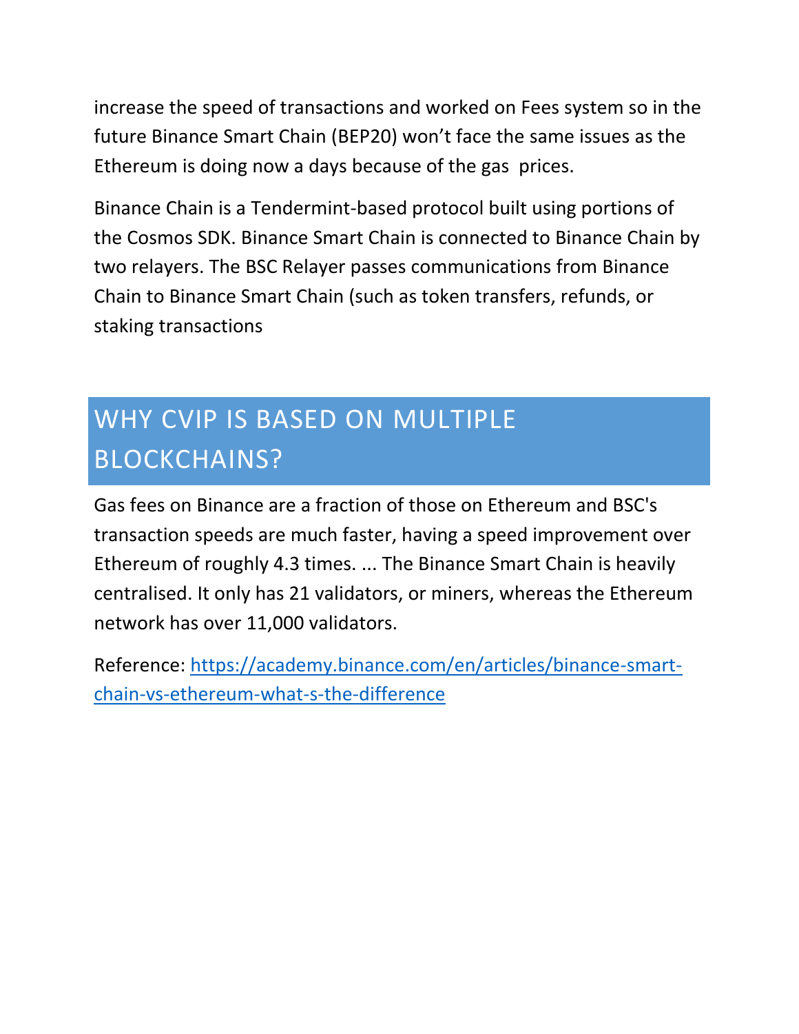increase the speed of transactions and worked on Fees system so in the future Binance Smart Chain (BEP20) won't face the same issues as the Ethereum is doing now a days because of the gas  prices.

Binance Chain is a Tendermint-based protocol built using portions of the Cosmos SDK. Binance Smart Chain is connected to Binance Chain by two relayers. The BSC Relayer passes communications from Binance Chain to Binance Smart Chain (such as token transfers, refunds, or staking transactions

## WHY CVIP IS BASED ON MULTIPLE BLOCKCHAINS?

Gas fees on Binance are a fraction of those on Ethereum and BSC's transaction speeds are much faster, having a speed improvement over Ethereum of roughly 4.3 times. ... The Binance Smart Chain is heavily centralised. It only has 21 validators, or miners, whereas the Ethereum network has over 11,000 validators.

Reference: [https://academy.binance.com/en/articles/binance-smart-chain-vs-ethereum-what-s-the-difference](https://academy.binance.com/en/articles/binance-smart-chain-vs-ethereum-what-s-the-difference)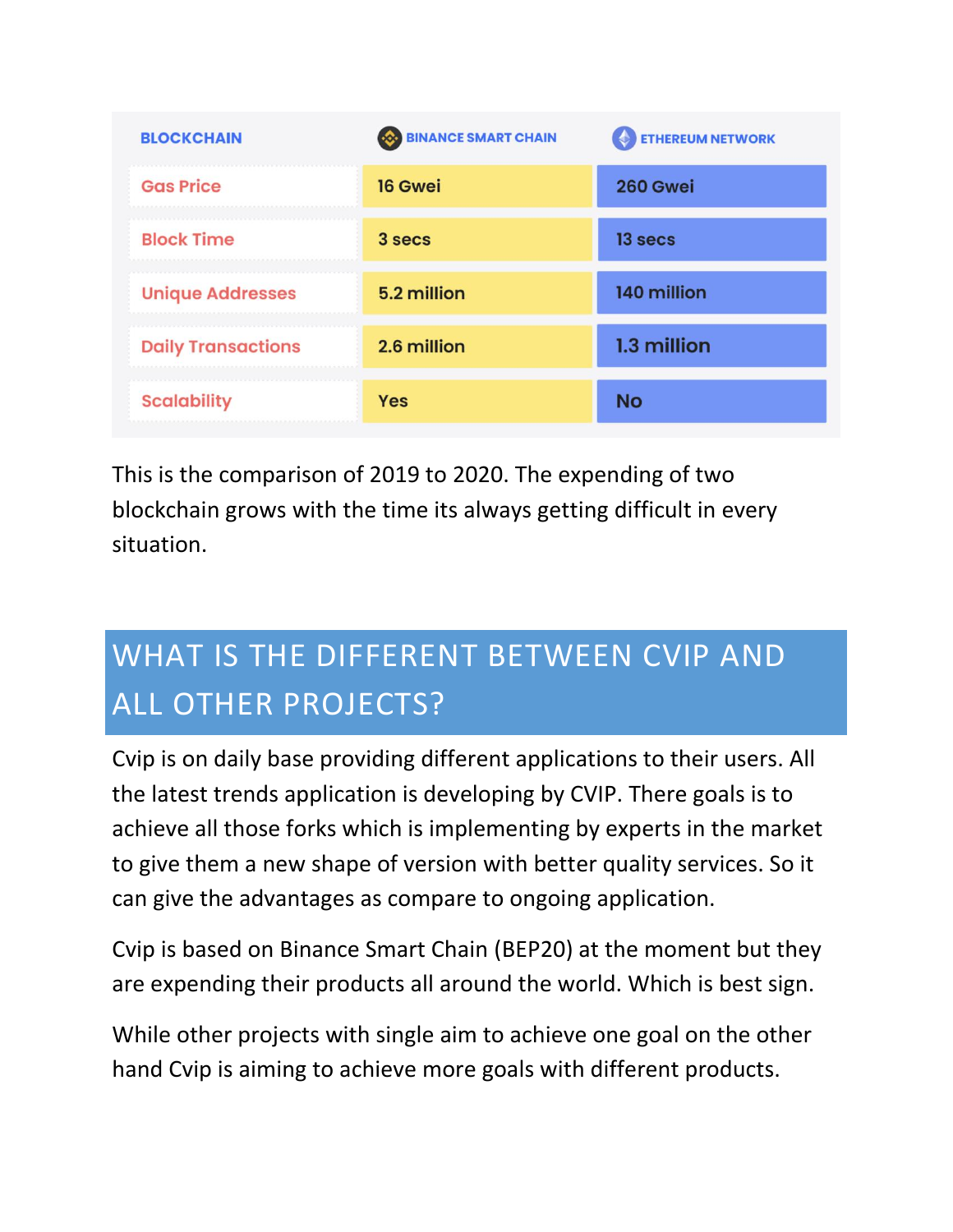| BLOCKCHAIN | BINANCE SMART CHAIN | ETHEREUM NETWORK |
| --- | --- | --- |
| Gas Price | 16 Gwei | 260 Gwei |
| Block Time | 3 secs | 13 secs |
| Unique Addresses | 5.2 million | 140 million |
| Daily Transactions | 2.6 million | 1.3 million |
| Scalability | Yes | No |

This is the comparison of 2019 to 2020. The expending of two blockchain grows with the time its always getting difficult in every situation.

## WHAT IS THE DIFFERENT BETWEEN CVIP AND ALL OTHER PROJECTS?

Cvip is on daily base providing different applications to their users. All the latest trends application is developing by CVIP. There goals is to achieve all those forks which is implementing by experts in the market to give them a new shape of version with better quality services. So it can give the advantages as compare to ongoing application.

Cvip is based on Binance Smart Chain (BEP20) at the moment but they are expending their products all around the world. Which is best sign.

While other projects with single aim to achieve one goal on the other hand Cvip is aiming to achieve more goals with different products.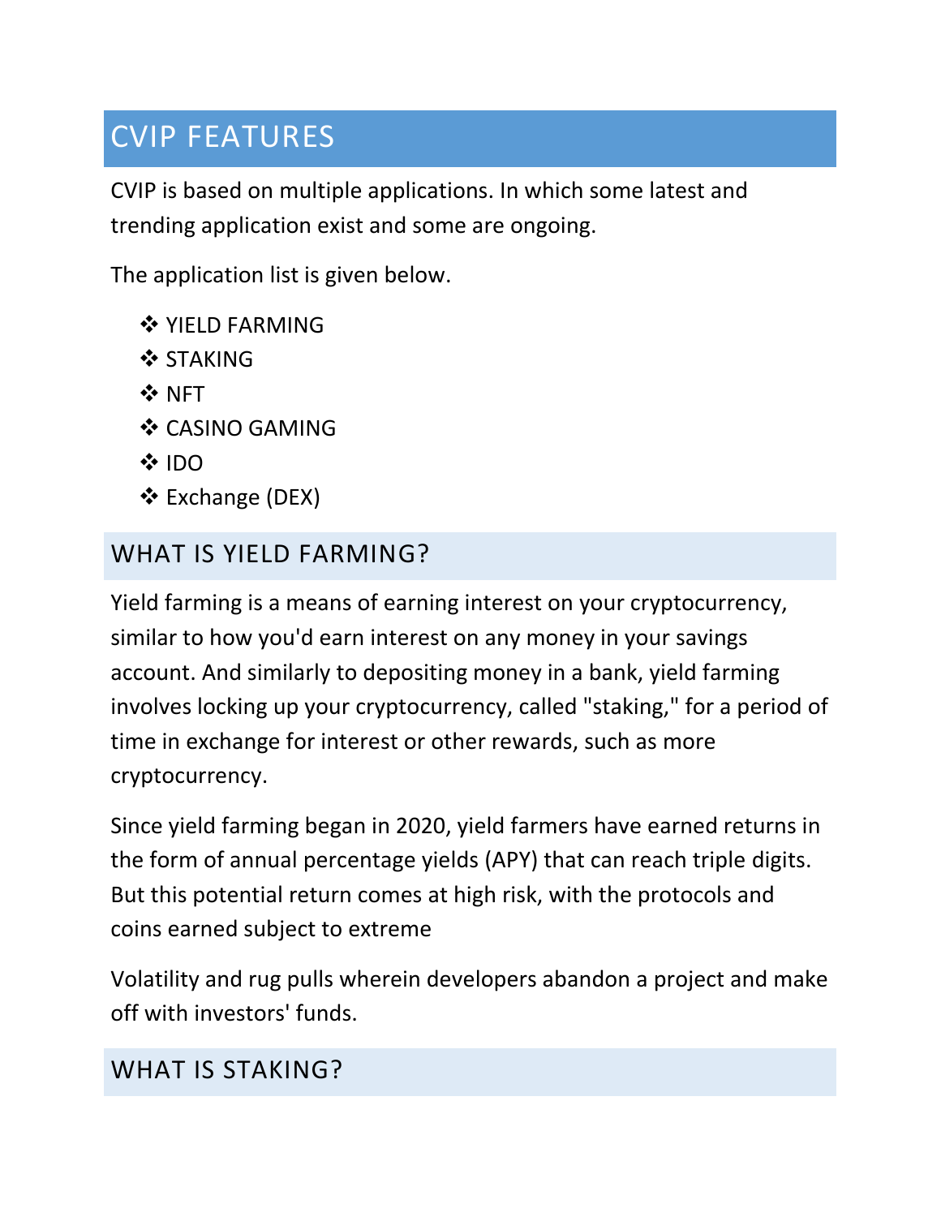# CVIP FEATURES

CVIP is based on multiple applications. In which some latest and trending application exist and some are ongoing.

The application list is given below.

- YIELD FARMING
- STAKING
- NFT
- CASINO GAMING
- IDO
- Exchange (DEX)

## WHAT IS YIELD FARMING?

Yield farming is a means of earning interest on your cryptocurrency, similar to how you'd earn interest on any money in your savings account. And similarly to depositing money in a bank, yield farming involves locking up your cryptocurrency, called "staking," for a period of time in exchange for interest or other rewards, such as more cryptocurrency.

Since yield farming began in 2020, yield farmers have earned returns in the form of annual percentage yields (APY) that can reach triple digits. But this potential return comes at high risk, with the protocols and coins earned subject to extreme

Volatility and rug pulls wherein developers abandon a project and make off with investors' funds.

## WHAT IS STAKING?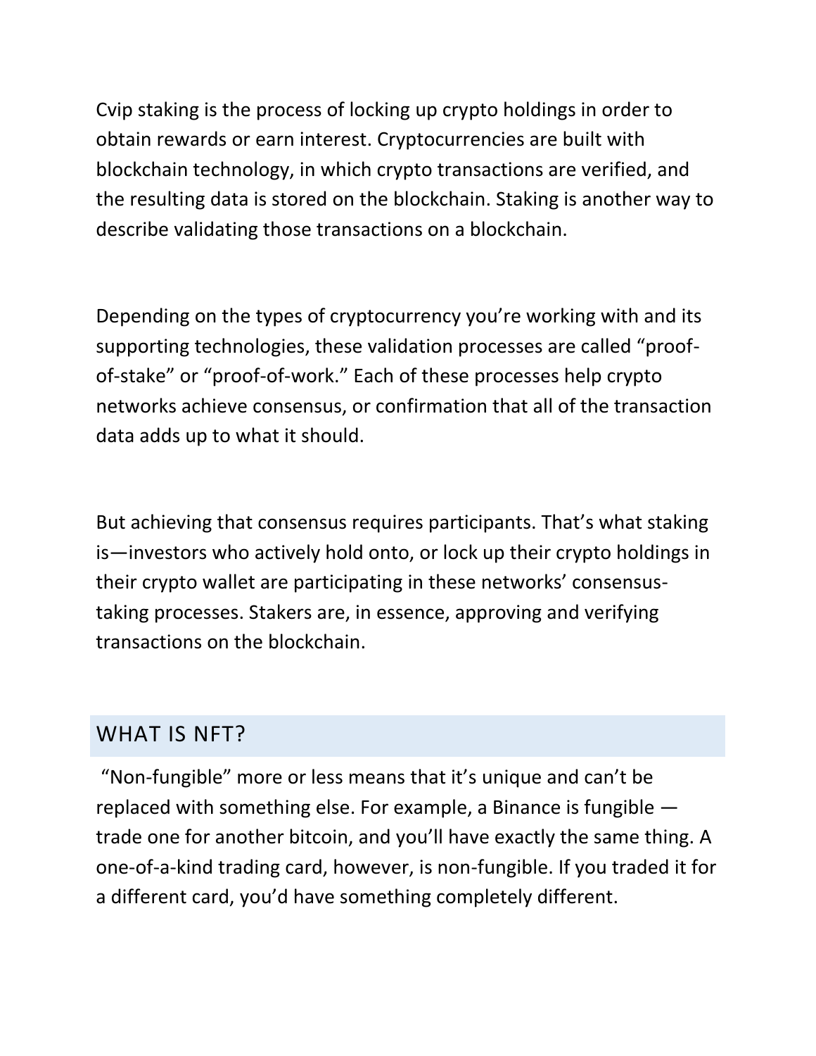Cvip staking is the process of locking up crypto holdings in order to obtain rewards or earn interest. Cryptocurrencies are built with blockchain technology, in which crypto transactions are verified, and the resulting data is stored on the blockchain. Staking is another way to describe validating those transactions on a blockchain.

Depending on the types of cryptocurrency you're working with and its supporting technologies, these validation processes are called "proof-of-stake" or "proof-of-work." Each of these processes help crypto networks achieve consensus, or confirmation that all of the transaction data adds up to what it should.

But achieving that consensus requires participants. That's what staking is—investors who actively hold onto, or lock up their crypto holdings in their crypto wallet are participating in these networks' consensus-taking processes. Stakers are, in essence, approving and verifying transactions on the blockchain.

## WHAT IS NFT?

"Non-fungible" more or less means that it's unique and can't be replaced with something else. For example, a Binance is fungible — trade one for another bitcoin, and you'll have exactly the same thing. A one-of-a-kind trading card, however, is non-fungible. If you traded it for a different card, you'd have something completely different.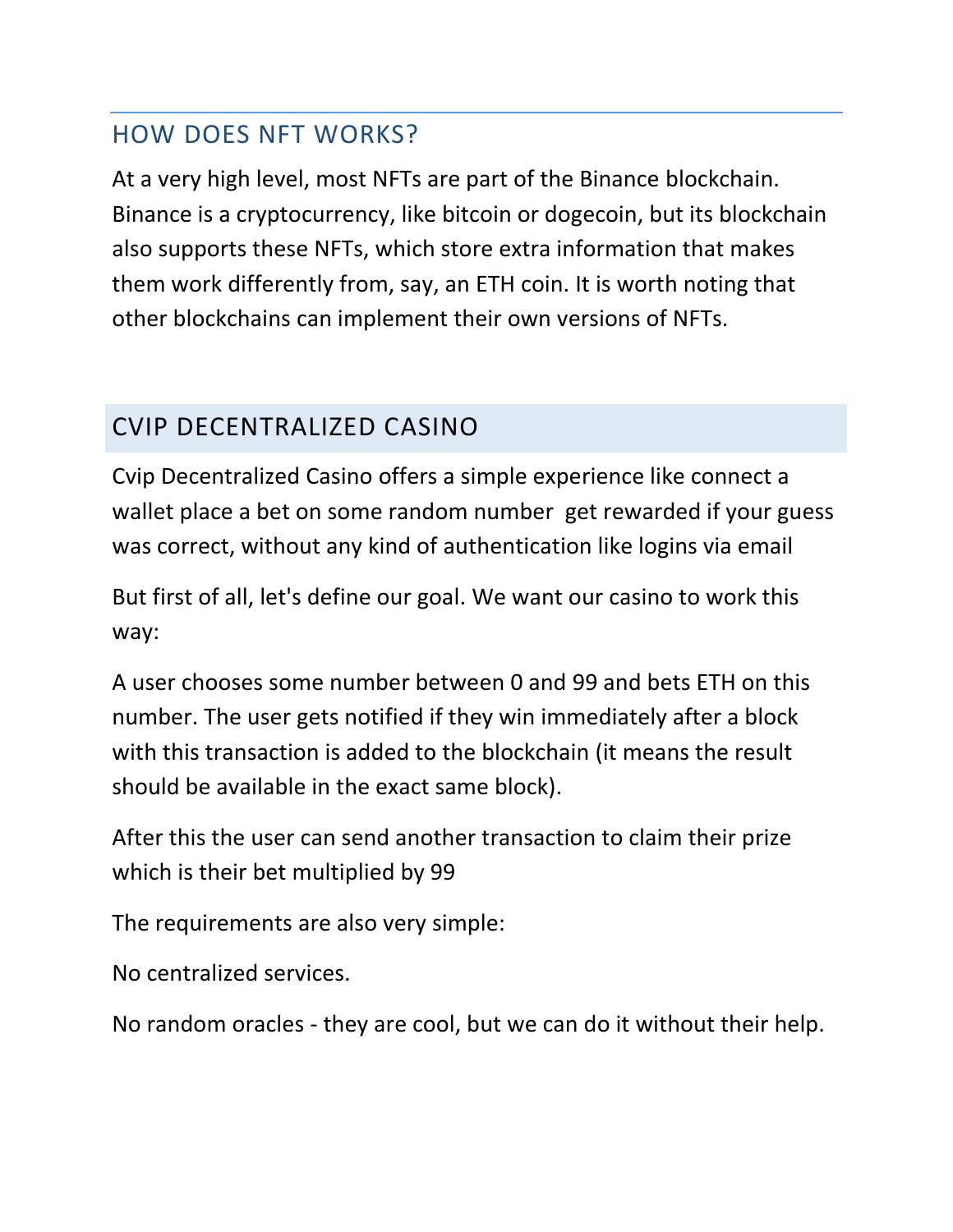## HOW DOES NFT WORKS?

At a very high level, most NFTs are part of the Binance blockchain. Binance is a cryptocurrency, like bitcoin or dogecoin, but its blockchain also supports these NFTs, which store extra information that makes them work differently from, say, an ETH coin. It is worth noting that other blockchains can implement their own versions of NFTs.

## CVIP DECENTRALIZED CASINO

Cvip Decentralized Casino offers a simple experience like connect a wallet place a bet on some random number  get rewarded if your guess was correct, without any kind of authentication like logins via email

But first of all, let's define our goal. We want our casino to work this way:

A user chooses some number between 0 and 99 and bets ETH on this number. The user gets notified if they win immediately after a block with this transaction is added to the blockchain (it means the result should be available in the exact same block).

After this the user can send another transaction to claim their prize which is their bet multiplied by 99

The requirements are also very simple:

No centralized services.

No random oracles - they are cool, but we can do it without their help.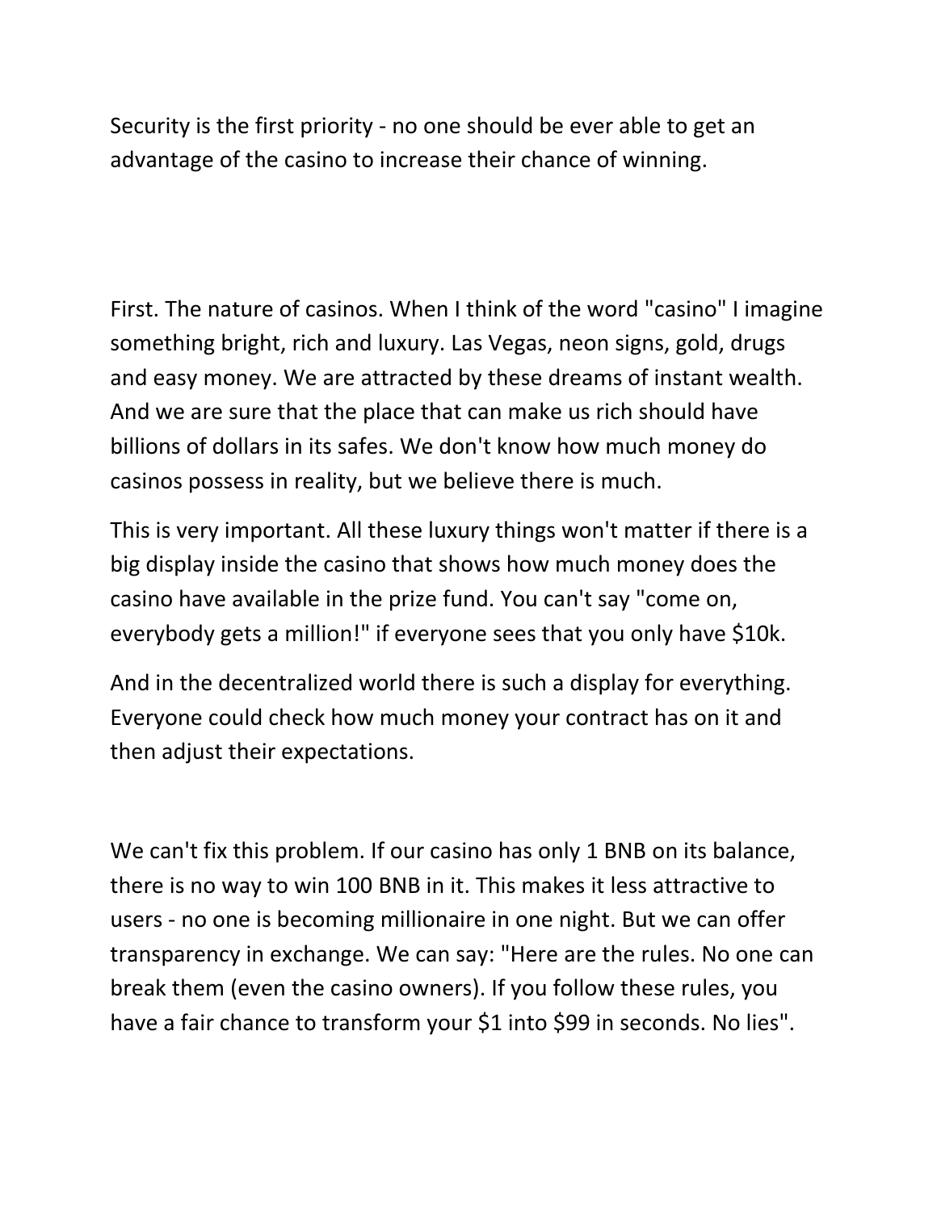Security is the first priority - no one should be ever able to get an advantage of the casino to increase their chance of winning.

First. The nature of casinos. When I think of the word "casino" I imagine something bright, rich and luxury. Las Vegas, neon signs, gold, drugs and easy money. We are attracted by these dreams of instant wealth. And we are sure that the place that can make us rich should have billions of dollars in its safes. We don't know how much money do casinos possess in reality, but we believe there is much.

This is very important. All these luxury things won't matter if there is a big display inside the casino that shows how much money does the casino have available in the prize fund. You can't say "come on, everybody gets a million!" if everyone sees that you only have $10k.

And in the decentralized world there is such a display for everything. Everyone could check how much money your contract has on it and then adjust their expectations.

We can't fix this problem. If our casino has only 1 BNB on its balance, there is no way to win 100 BNB in it. This makes it less attractive to users - no one is becoming millionaire in one night. But we can offer transparency in exchange. We can say: "Here are the rules. No one can break them (even the casino owners). If you follow these rules, you have a fair chance to transform your $1 into $99 in seconds. No lies".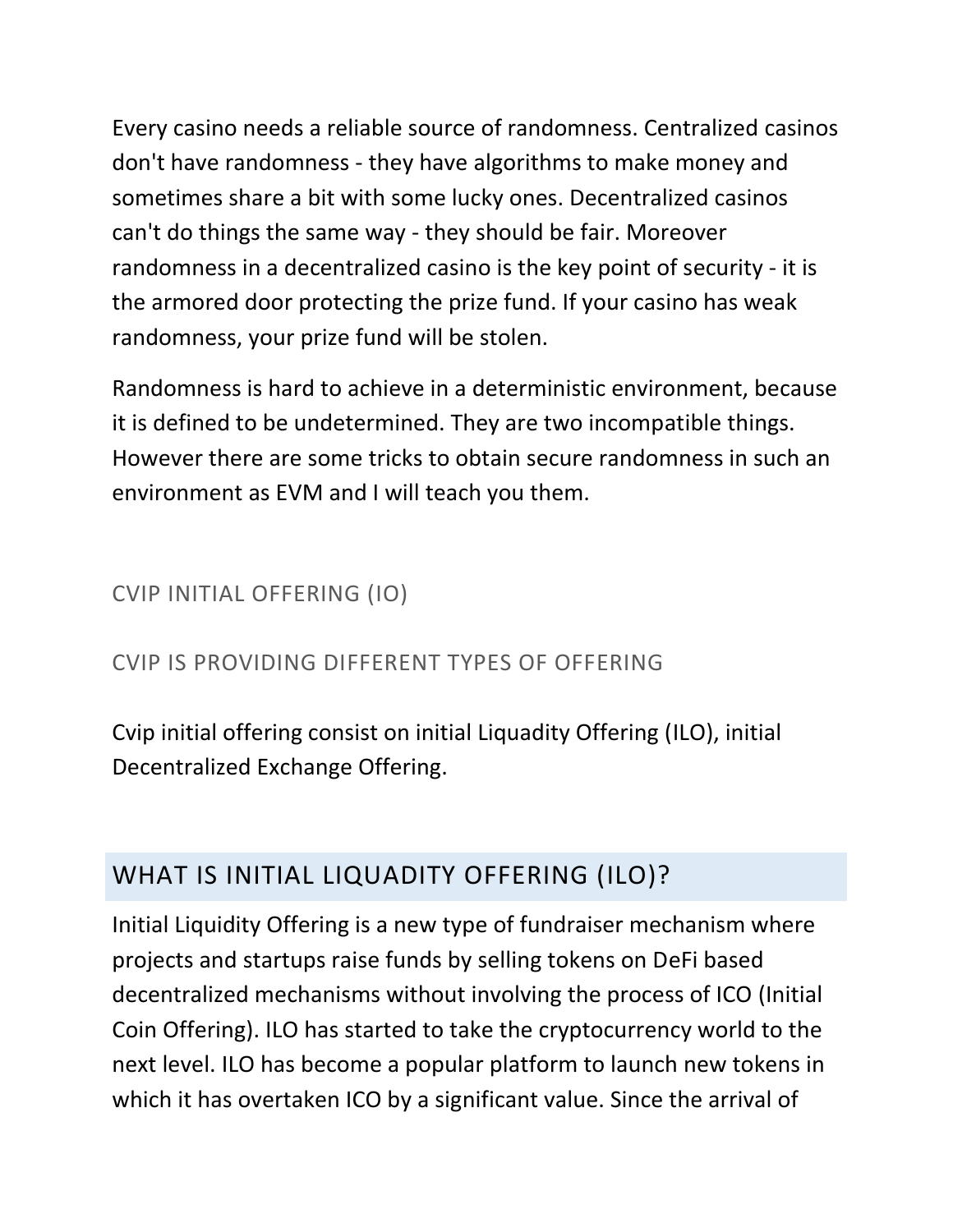Every casino needs a reliable source of randomness. Centralized casinos don't have randomness - they have algorithms to make money and sometimes share a bit with some lucky ones. Decentralized casinos can't do things the same way - they should be fair. Moreover randomness in a decentralized casino is the key point of security - it is the armored door protecting the prize fund. If your casino has weak randomness, your prize fund will be stolen.

Randomness is hard to achieve in a deterministic environment, because it is defined to be undetermined. They are two incompatible things. However there are some tricks to obtain secure randomness in such an environment as EVM and I will teach you them.

### CVIP INITIAL OFFERING (IO)

### CVIP IS PROVIDING DIFFERENT TYPES OF OFFERING

Cvip initial offering consist on initial Liquadity Offering (ILO), initial Decentralized Exchange Offering.

## WHAT IS INITIAL LIQUADITY OFFERING (ILO)?

Initial Liquidity Offering is a new type of fundraiser mechanism where projects and startups raise funds by selling tokens on DeFi based decentralized mechanisms without involving the process of ICO (Initial Coin Offering). ILO has started to take the cryptocurrency world to the next level. ILO has become a popular platform to launch new tokens in which it has overtaken ICO by a significant value. Since the arrival of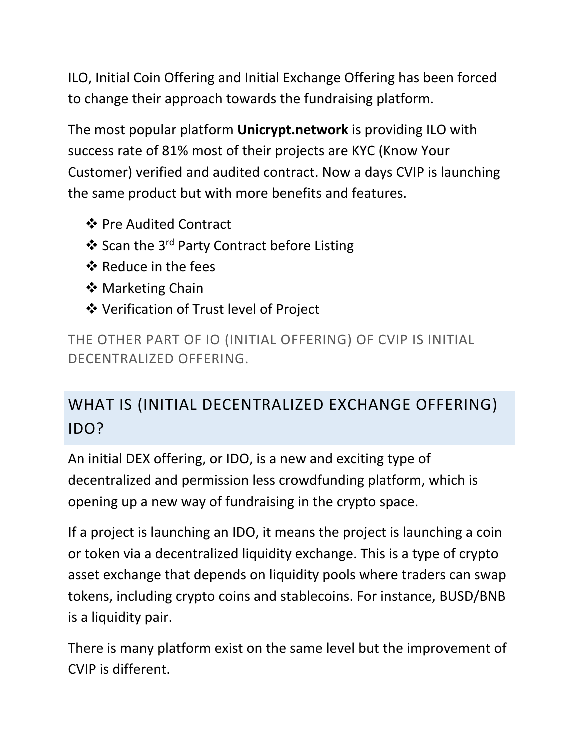ILO, Initial Coin Offering and Initial Exchange Offering has been forced to change their approach towards the fundraising platform.

The most popular platform **Unicrypt.network** is providing ILO with success rate of 81% most of their projects are KYC (Know Your Customer) verified and audited contract. Now a days CVIP is launching the same product but with more benefits and features.

- Pre Audited Contract
- Scan the 3rd Party Contract before Listing
- Reduce in the fees
- Marketing Chain
- Verification of Trust level of Project

THE OTHER PART OF IO (INITIAL OFFERING) OF CVIP IS INITIAL DECENTRALIZED OFFERING.

## WHAT IS (INITIAL DECENTRALIZED EXCHANGE OFFERING) IDO?

An initial DEX offering, or IDO, is a new and exciting type of decentralized and permission less crowdfunding platform, which is opening up a new way of fundraising in the crypto space.

If a project is launching an IDO, it means the project is launching a coin or token via a decentralized liquidity exchange. This is a type of crypto asset exchange that depends on liquidity pools where traders can swap tokens, including crypto coins and stablecoins. For instance, BUSD/BNB is a liquidity pair.

There is many platform exist on the same level but the improvement of CVIP is different.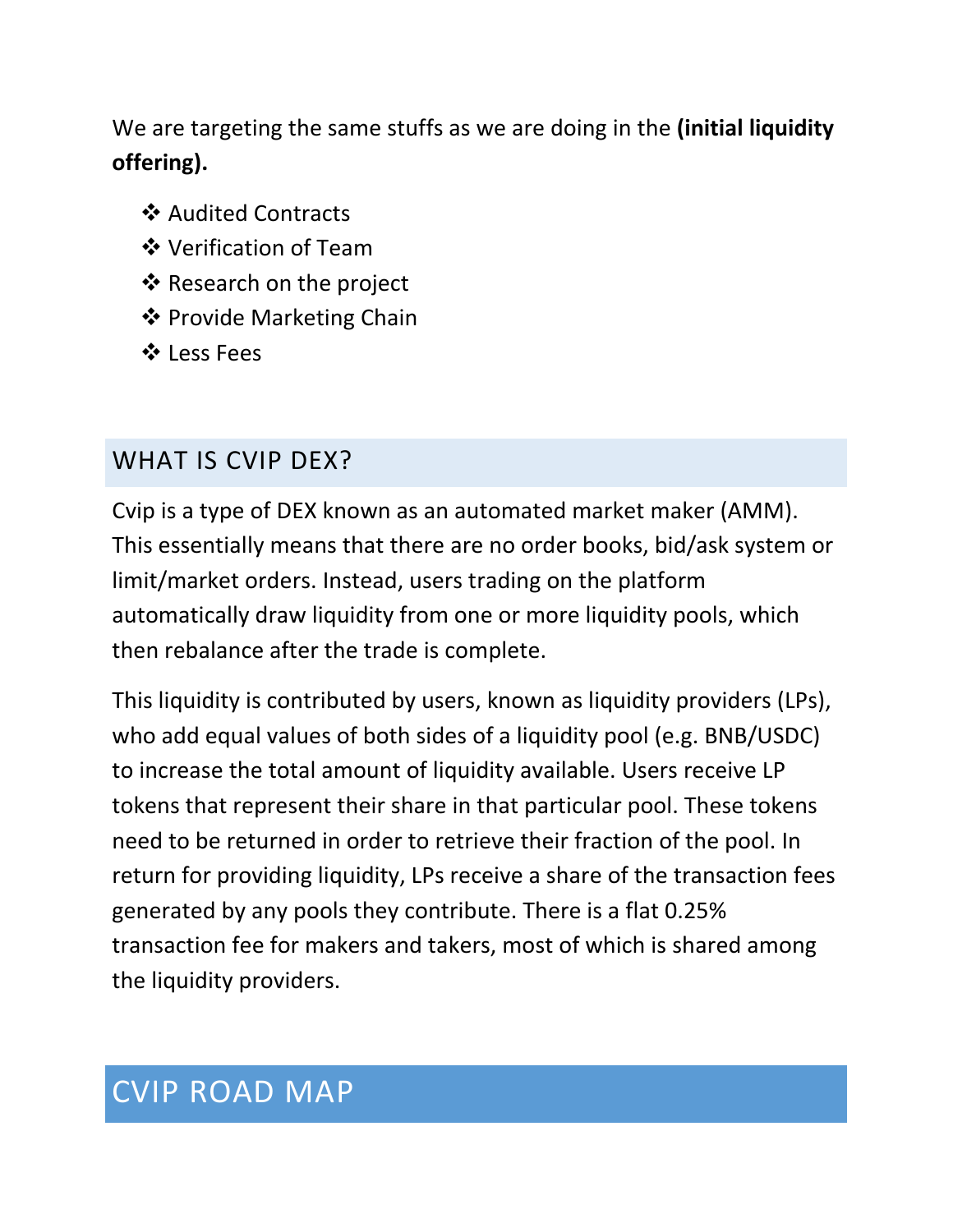We are targeting the same stuffs as we are doing in the **(initial liquidity offering).**

- ❖ Audited Contracts
- ❖ Verification of Team
- ❖ Research on the project
- ❖ Provide Marketing Chain
- ❖ Less Fees

## WHAT IS CVIP DEX?

Cvip is a type of DEX known as an automated market maker (AMM). This essentially means that there are no order books, bid/ask system or limit/market orders. Instead, users trading on the platform automatically draw liquidity from one or more liquidity pools, which then rebalance after the trade is complete.

This liquidity is contributed by users, known as liquidity providers (LPs), who add equal values of both sides of a liquidity pool (e.g. BNB/USDC) to increase the total amount of liquidity available. Users receive LP tokens that represent their share in that particular pool. These tokens need to be returned in order to retrieve their fraction of the pool. In return for providing liquidity, LPs receive a share of the transaction fees generated by any pools they contribute. There is a flat 0.25% transaction fee for makers and takers, most of which is shared among the liquidity providers.

# CVIP ROAD MAP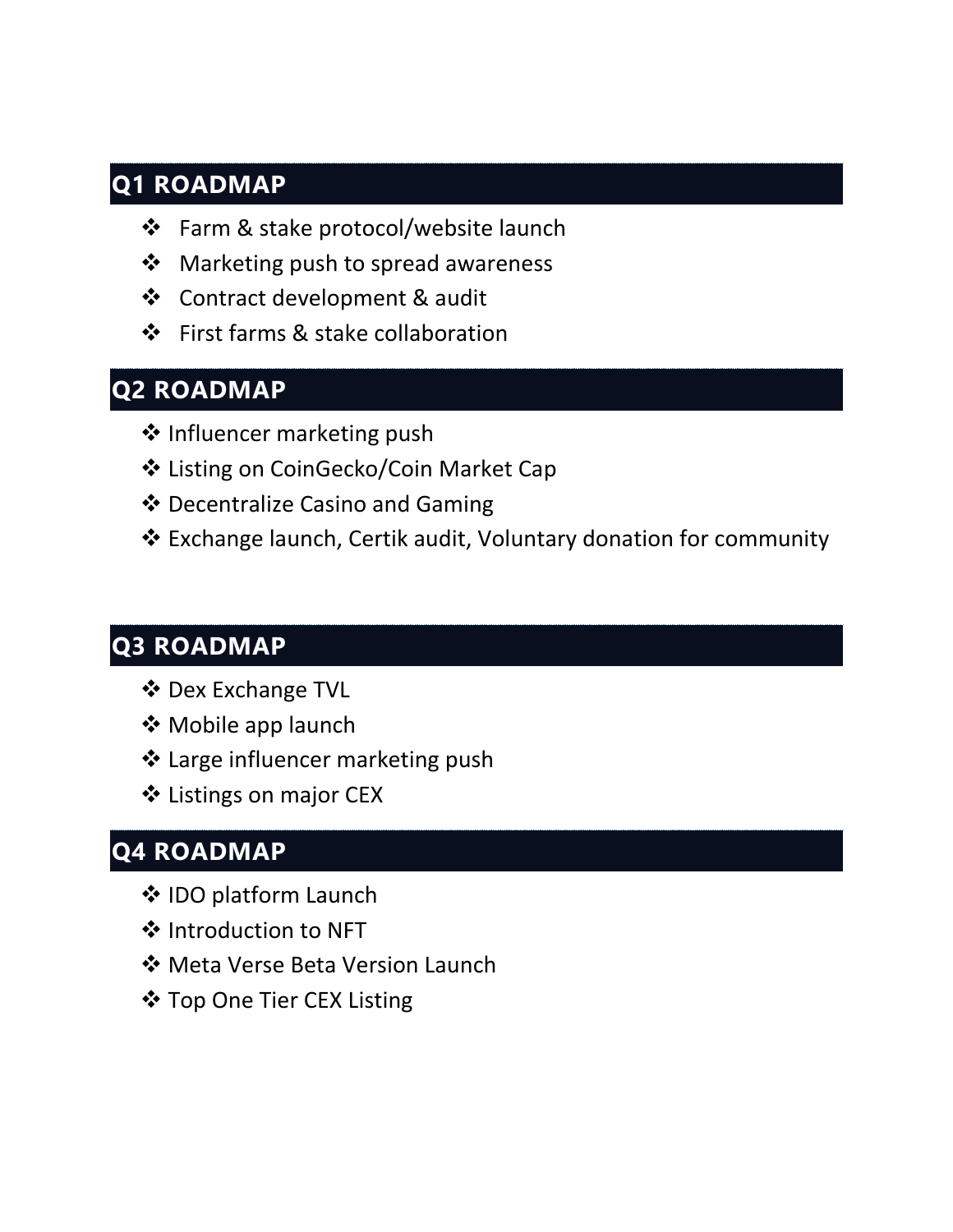## Q1 ROADMAP

- Farm & stake protocol/website launch
- Marketing push to spread awareness
- Contract development & audit
- First farms & stake collaboration

## Q2 ROADMAP

- Influencer marketing push
- Listing on CoinGecko/Coin Market Cap
- Decentralize Casino and Gaming
- Exchange launch, Certik audit, Voluntary donation for community

## Q3 ROADMAP

- Dex Exchange TVL
- Mobile app launch
- Large influencer marketing push
- Listings on major CEX

## Q4 ROADMAP

- IDO platform Launch
- Introduction to NFT
- Meta Verse Beta Version Launch
- Top One Tier CEX Listing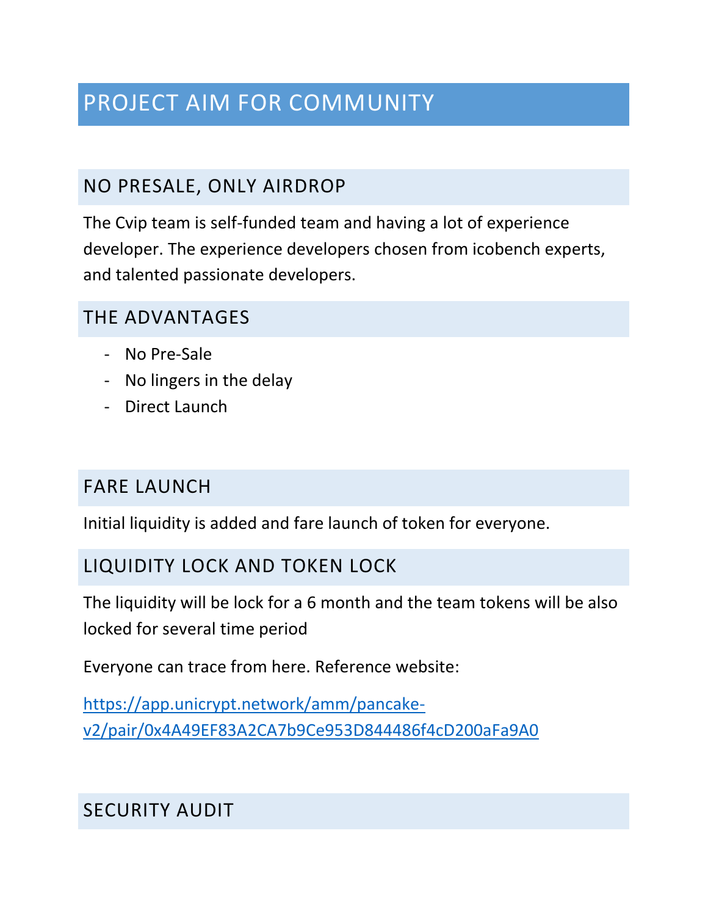# PROJECT AIM FOR COMMUNITY

## NO PRESALE, ONLY AIRDROP

The Cvip team is self-funded team and having a lot of experience developer. The experience developers chosen from icobench experts, and talented passionate developers.

## THE ADVANTAGES

- No Pre-Sale
- No lingers in the delay
- Direct Launch

## FARE LAUNCH

Initial liquidity is added and fare launch of token for everyone.

## LIQUIDITY LOCK AND TOKEN LOCK

The liquidity will be lock for a 6 month and the team tokens will be also locked for several time period

Everyone can trace from here. Reference website:

[https://app.unicrypt.network/amm/pancake-v2/pair/0x4A49EF83A2CA7b9Ce953D844486f4cD200aFa9A0](https://app.unicrypt.network/amm/pancake-v2/pair/0x4A49EF83A2CA7b9Ce953D844486f4cD200aFa9A0)

## SECURITY AUDIT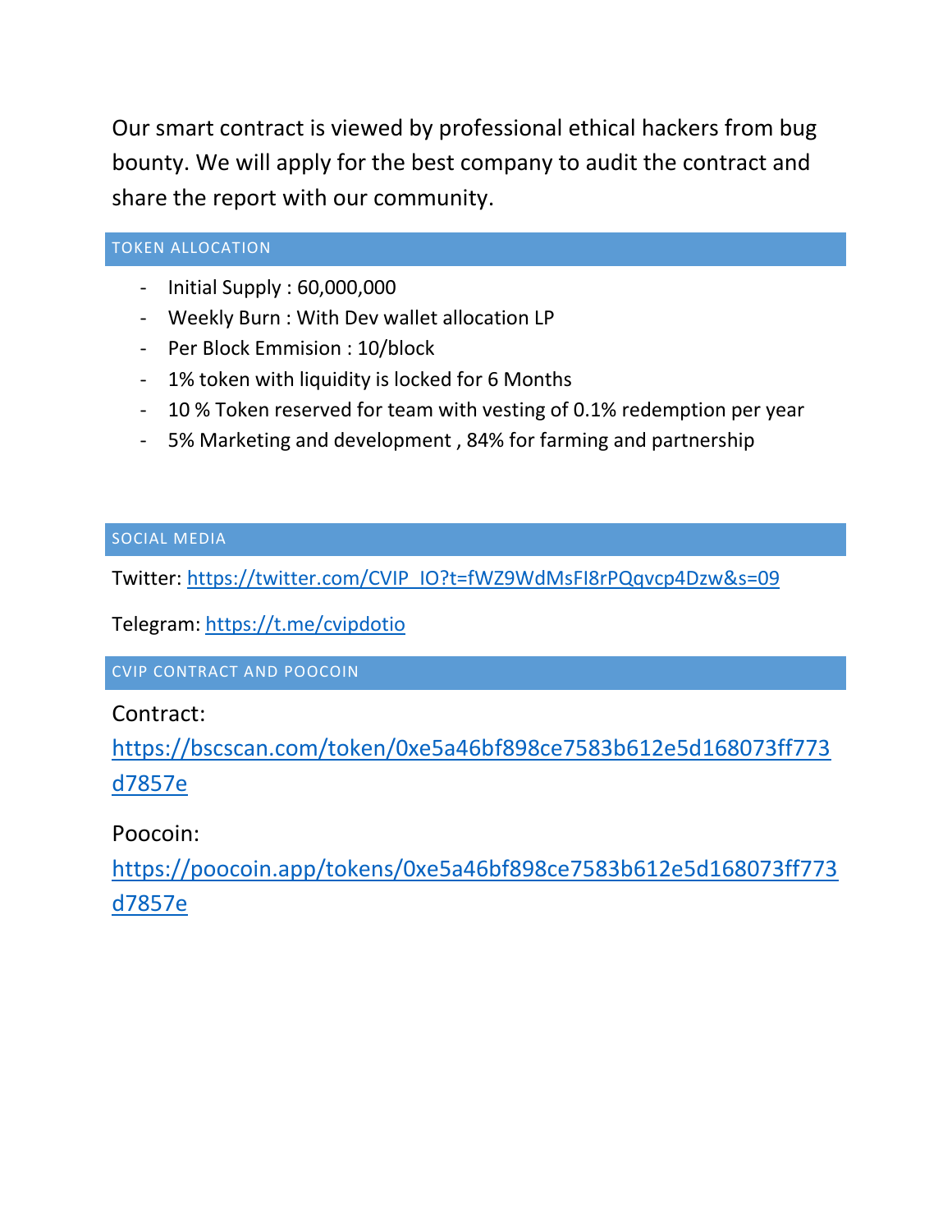Our smart contract is viewed by professional ethical hackers from bug bounty. We will apply for the best company to audit the contract and share the report with our community.

## TOKEN ALLOCATION

- Initial Supply : 60,000,000
- Weekly Burn : With Dev wallet allocation LP
- Per Block Emmision : 10/block
- 1% token with liquidity is locked for 6 Months
- 10 % Token reserved for team with vesting of 0.1% redemption per year
- 5% Marketing and development , 84% for farming and partnership

## SOCIAL MEDIA

Twitter: https://twitter.com/CVIP_IO?t=fWZ9WdMsFI8rPQqvcp4Dzw&s=09

Telegram: https://t.me/cvipdotio

## CVIP CONTRACT AND POOCOIN

Contract:

https://bscscan.com/token/0xe5a46bf898ce7583b612e5d168073ff773d7857e

Poocoin:

https://poocoin.app/tokens/0xe5a46bf898ce7583b612e5d168073ff773d7857e